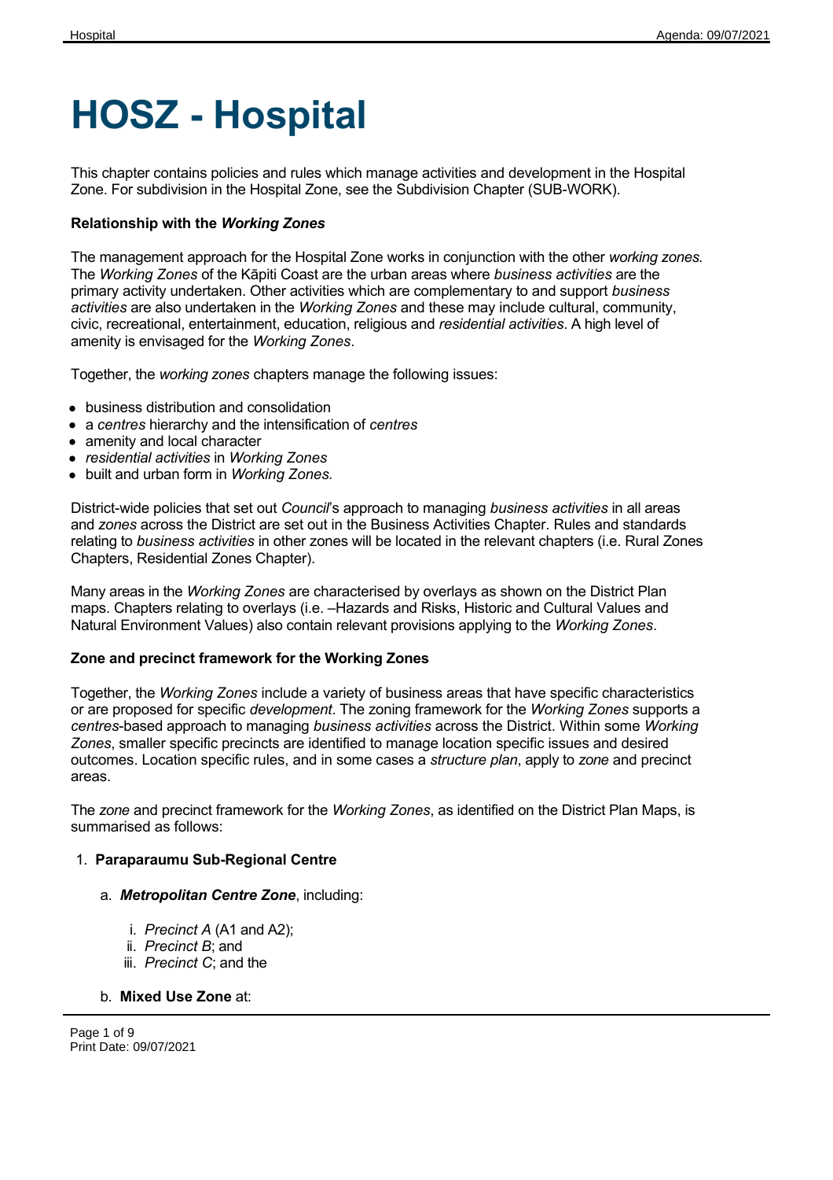# HOSZ - Hospital

This chapter contains policies and rules which manage activities and development in the Hospital Zone. For subdivision in the Hospital Zone, see the Subdivision Chapter (SUB-WORK).

**Relationship with the *Working Zones***

The management approach for the Hospital Zone works in conjunction with the other *working zones.* The *Working Zones* of the Kāpiti Coast are the urban areas where *business activities* are the primary activity undertaken. Other activities which are complementary to and support *business activities* are also undertaken in the *Working Zones* and these may include cultural, community, civic, recreational, entertainment, education, religious and *residential activities*. A high level of amenity is envisaged for the *Working Zones*.

Together, the *working zones* chapters manage the following issues:

- business distribution and consolidation
- a *centres* hierarchy and the intensification of *centres*
- amenity and local character
- *residential activities* in *Working Zones*
- built and urban form in *Working Zones.*

District-wide policies that set out *Council*'s approach to managing *business activities* in all areas and *zones* across the District are set out in the Business Activities Chapter. Rules and standards relating to *business activities* in other zones will be located in the relevant chapters (i.e. Rural Zones Chapters, Residential Zones Chapter).

Many areas in the *Working Zones* are characterised by overlays as shown on the District Plan maps. Chapters relating to overlays (i.e. –Hazards and Risks, Historic and Cultural Values and Natural Environment Values) also contain relevant provisions applying to the *Working Zones*.

**Zone and precinct framework for the Working Zones**

Together, the *Working Zones* include a variety of business areas that have specific characteristics or are proposed for specific *development*. The zoning framework for the *Working Zones* supports a *centres*-based approach to managing *business activities* across the District. Within some *Working Zones*, smaller specific precincts are identified to manage location specific issues and desired outcomes. Location specific rules, and in some cases a *structure plan*, apply to *zone* and precinct areas.

The *zone* and precinct framework for the *Working Zones*, as identified on the District Plan Maps, is summarised as follows:

1. **Paraparaumu Sub-Regional Centre**
    a. ***Metropolitan Centre Zone***, including:
        i. *Precinct A* (A1 and A2);
        ii. *Precinct B*; and
        iii. *Precinct C*; and the
    b. **Mixed Use Zone** at: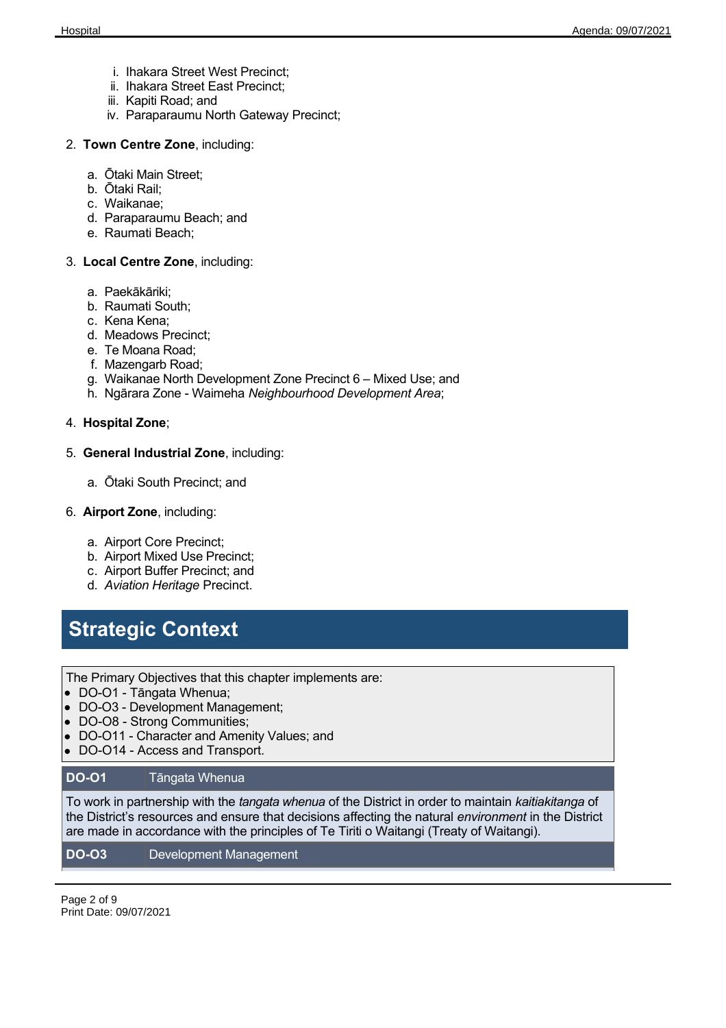i. Ihakara Street West Precinct;
ii. Ihakara Street East Precinct;
iii. Kapiti Road; and
iv. Paraparaumu North Gateway Precinct;

2. **Town Centre Zone**, including:

   a. Ōtaki Main Street;
   b. Ōtaki Rail;
   c. Waikanae;
   d. Paraparaumu Beach; and
   e. Raumati Beach;

3. **Local Centre Zone**, including:

   a. Paekākāriki;
   b. Raumati South;
   c. Kena Kena;
   d. Meadows Precinct;
   e. Te Moana Road;
   f. Mazengarb Road;
   g. Waikanae North Development Zone Precinct 6 – Mixed Use; and
   h. Ngārara Zone - Waimeha *Neighbourhood Development Area*;

4. **Hospital Zone**;

5. **General Industrial Zone**, including:

   a. Ōtaki South Precinct; and

6. **Airport Zone**, including:

   a. Airport Core Precinct;
   b. Airport Mixed Use Precinct;
   c. Airport Buffer Precinct; and
   d. *Aviation Heritage* Precinct.

## Strategic Context

The Primary Objectives that this chapter implements are:

- DO-O1 - Tāngata Whenua;
- DO-O3 - Development Management;
- DO-O8 - Strong Communities;
- DO-O11 - Character and Amenity Values; and
- DO-O14 - Access and Transport.

| **DO-O1** | Tāngata Whenua |
|---|---|
| To work in partnership with the *tangata whenua* of the District in order to maintain *kaitiakitanga* of the District's resources and ensure that decisions affecting the natural *environment* in the District are made in accordance with the principles of Te Tiriti o Waitangi (Treaty of Waitangi). | |

| **DO-O3** | Development Management |
|---|---|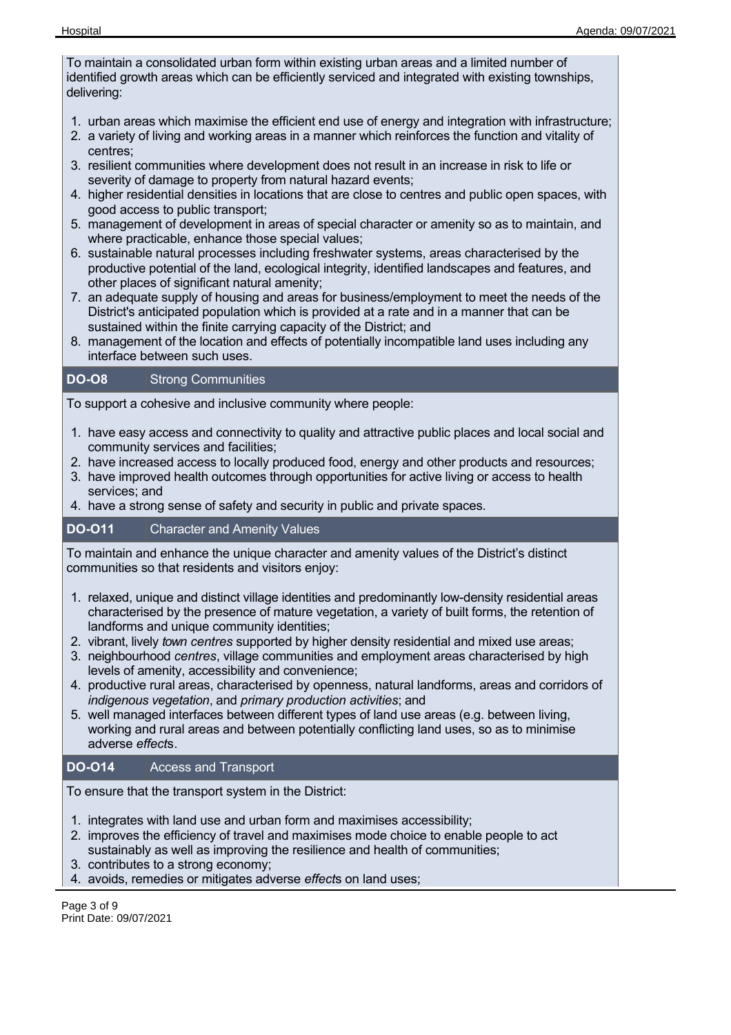To maintain a consolidated urban form within existing urban areas and a limited number of identified growth areas which can be efficiently serviced and integrated with existing townships, delivering:

1. urban areas which maximise the efficient end use of energy and integration with infrastructure;
2. a variety of living and working areas in a manner which reinforces the function and vitality of centres;
3. resilient communities where development does not result in an increase in risk to life or severity of damage to property from natural hazard events;
4. higher residential densities in locations that are close to centres and public open spaces, with good access to public transport;
5. management of development in areas of special character or amenity so as to maintain, and where practicable, enhance those special values;
6. sustainable natural processes including freshwater systems, areas characterised by the productive potential of the land, ecological integrity, identified landscapes and features, and other places of significant natural amenity;
7. an adequate supply of housing and areas for business/employment to meet the needs of the District's anticipated population which is provided at a rate and in a manner that can be sustained within the finite carrying capacity of the District; and
8. management of the location and effects of potentially incompatible land uses including any interface between such uses.

## DO-O8 Strong Communities

To support a cohesive and inclusive community where people:

1. have easy access and connectivity to quality and attractive public places and local social and community services and facilities;
2. have increased access to locally produced food, energy and other products and resources;
3. have improved health outcomes through opportunities for active living or access to health services; and
4. have a strong sense of safety and security in public and private spaces.

## DO-O11 Character and Amenity Values

To maintain and enhance the unique character and amenity values of the District's distinct communities so that residents and visitors enjoy:

1. relaxed, unique and distinct village identities and predominantly low-density residential areas characterised by the presence of mature vegetation, a variety of built forms, the retention of landforms and unique community identities;
2. vibrant, lively *town centres* supported by higher density residential and mixed use areas;
3. neighbourhood *centres*, village communities and employment areas characterised by high levels of amenity, accessibility and convenience;
4. productive rural areas, characterised by openness, natural landforms, areas and corridors of *indigenous vegetation*, and *primary production activities*; and
5. well managed interfaces between different types of land use areas (e.g. between living, working and rural areas and between potentially conflicting land uses, so as to minimise adverse *effect*s.

## DO-O14 Access and Transport

To ensure that the transport system in the District:

1. integrates with land use and urban form and maximises accessibility;
2. improves the efficiency of travel and maximises mode choice to enable people to act sustainably as well as improving the resilience and health of communities;
3. contributes to a strong economy;
4. avoids, remedies or mitigates adverse *effect*s on land uses;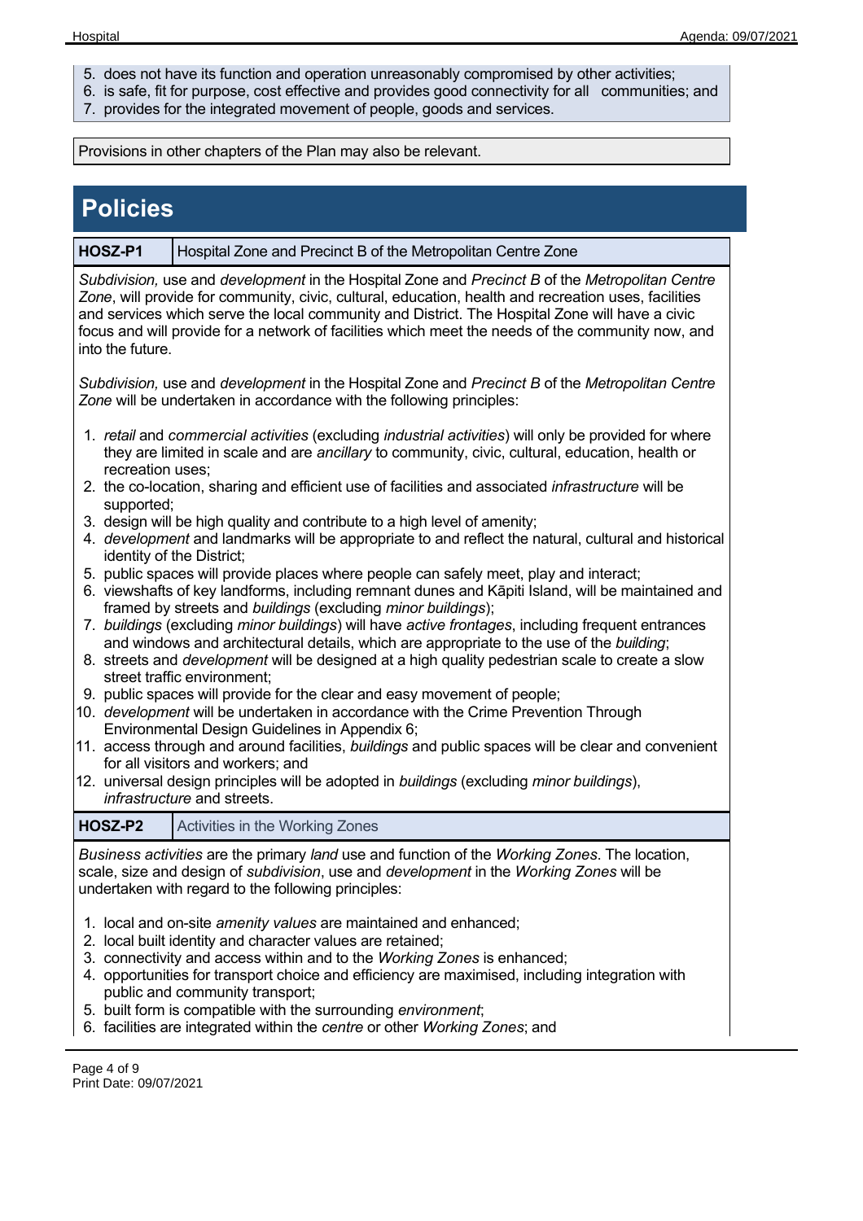5. does not have its function and operation unreasonably compromised by other activities;
6. is safe, fit for purpose, cost effective and provides good connectivity for all communities; and
7. provides for the integrated movement of people, goods and services.

Provisions in other chapters of the Plan may also be relevant.

## Policies

| **HOSZ-P1** | Hospital Zone and Precinct B of the Metropolitan Centre Zone |
|---|---|

*Subdivision,* use and *development* in the Hospital Zone and *Precinct B* of the *Metropolitan Centre Zone*, will provide for community, civic, cultural, education, health and recreation uses, facilities and services which serve the local community and District. The Hospital Zone will have a civic focus and will provide for a network of facilities which meet the needs of the community now, and into the future.

*Subdivision,* use and *development* in the Hospital Zone and *Precinct B* of the *Metropolitan Centre Zone* will be undertaken in accordance with the following principles:

1. *retail* and *commercial activities* (excluding *industrial activities*) will only be provided for where they are limited in scale and are *ancillary* to community, civic, cultural, education, health or recreation uses;
2. the co-location, sharing and efficient use of facilities and associated *infrastructure* will be supported;
3. design will be high quality and contribute to a high level of amenity;
4. *development* and landmarks will be appropriate to and reflect the natural, cultural and historical identity of the District;
5. public spaces will provide places where people can safely meet, play and interact;
6. viewshafts of key landforms, including remnant dunes and Kāpiti Island, will be maintained and framed by streets and *buildings* (excluding *minor buildings*);
7. *buildings* (excluding *minor buildings*) will have *active frontages*, including frequent entrances and windows and architectural details, which are appropriate to the use of the *building*;
8. streets and *development* will be designed at a high quality pedestrian scale to create a slow street traffic environment;
9. public spaces will provide for the clear and easy movement of people;
10. *development* will be undertaken in accordance with the Crime Prevention Through Environmental Design Guidelines in Appendix 6;
11. access through and around facilities, *buildings* and public spaces will be clear and convenient for all visitors and workers; and
12. universal design principles will be adopted in *buildings* (excluding *minor buildings*), *infrastructure* and streets.

| **HOSZ-P2** | Activities in the Working Zones |
|---|---|

*Business activities* are the primary *land* use and function of the *Working Zones*. The location, scale, size and design of *subdivision*, use and *development* in the *Working Zones* will be undertaken with regard to the following principles:

1. local and on-site *amenity values* are maintained and enhanced;
2. local built identity and character values are retained;
3. connectivity and access within and to the *Working Zones* is enhanced;
4. opportunities for transport choice and efficiency are maximised, including integration with public and community transport;
5. built form is compatible with the surrounding *environment*;
6. facilities are integrated within the *centre* or other *Working Zones*; and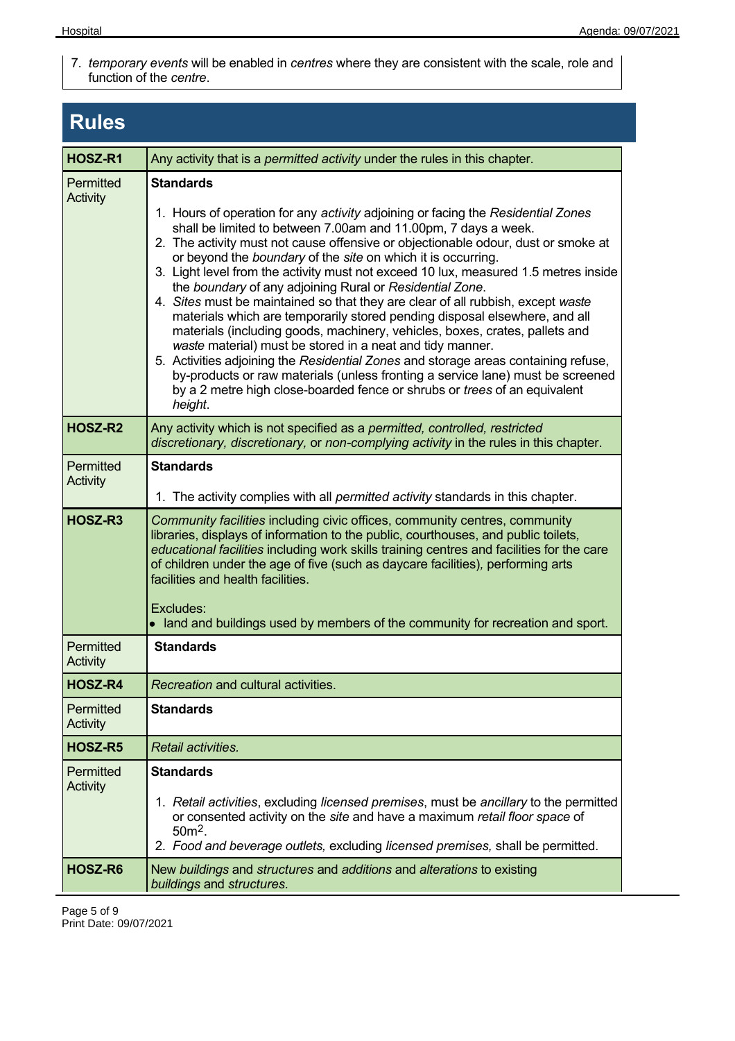7. *temporary events* will be enabled in *centres* where they are consistent with the scale, role and function of the *centre*.

## Rules

| HOSZ-R1 | Any activity that is a *permitted activity* under the rules in this chapter. |
|---|---|
| Permitted Activity | **Standards**<br><br>1. Hours of operation for any *activity* adjoining or facing the *Residential Zones* shall be limited to between 7.00am and 11.00pm, 7 days a week.<br>2. The activity must not cause offensive or objectionable odour, dust or smoke at or beyond the *boundary* of the *site* on which it is occurring.<br>3. Light level from the activity must not exceed 10 lux, measured 1.5 metres inside the *boundary* of any adjoining Rural or *Residential Zone*.<br>4. *Sites* must be maintained so that they are clear of all rubbish, except *waste* materials which are temporarily stored pending disposal elsewhere, and all materials (including goods, machinery, vehicles, boxes, crates, pallets and *waste* material) must be stored in a neat and tidy manner.<br>5. Activities adjoining the *Residential Zones* and storage areas containing refuse, by-products or raw materials (unless fronting a service lane) must be screened by a 2 metre high close-boarded fence or shrubs or *trees* of an equivalent *height*. |
| **HOSZ-R2** | Any activity which is not specified as a *permitted, controlled, restricted discretionary, discretionary,* or *non-complying activity* in the rules in this chapter. |
| Permitted Activity | **Standards**<br><br>1. The activity complies with all *permitted activity* standards in this chapter. |
| **HOSZ-R3** | *Community facilities* including civic offices, community centres, community libraries, displays of information to the public, courthouses, and public toilets, *educational facilities* including work skills training centres and facilities for the care of children under the age of five (such as daycare facilities), performing arts facilities and health facilities.<br><br>Excludes:<br>• land and buildings used by members of the community for recreation and sport. |
| Permitted Activity | **Standards** |
| **HOSZ-R4** | *Recreation* and cultural activities. |
| Permitted Activity | **Standards** |
| **HOSZ-R5** | *Retail activities.* |
| Permitted Activity | **Standards**<br><br>1. *Retail activities*, excluding *licensed premises*, must be *ancillary* to the permitted or consented activity on the *site* and have a maximum *retail floor space* of $50m^2$.<br>2. *Food and beverage outlets,* excluding *licensed premises,* shall be permitted. |
| **HOSZ-R6** | New *buildings* and *structures* and *additions* and *alterations* to existing *buildings* and *structures.* |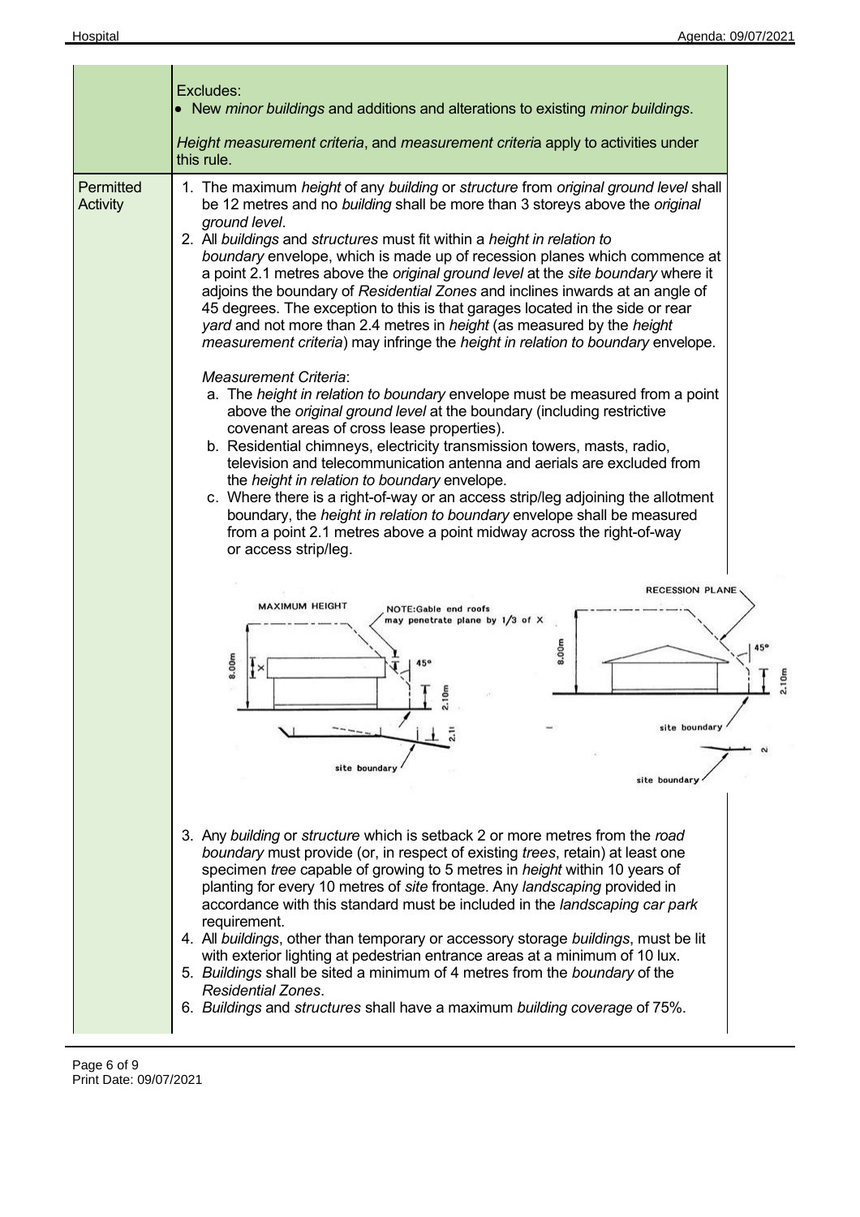| | |
|---|---|
| | Excludes:<br>• New *minor buildings* and additions and alterations to existing *minor buildings*.<br><br>*Height measurement criteria*, and *measurement criteria* apply to activities under this rule. |
| Permitted Activity | 1. The maximum *height* of any *building* or *structure* from *original ground level* shall be 12 metres and no *building* shall be more than 3 storeys above the *original ground level*.<br>2. All *buildings* and *structures* must fit within a *height in relation to boundary* envelope, which is made up of recession planes which commence at a point 2.1 metres above the *original ground level* at the *site boundary* where it adjoins the boundary of *Residential Zones* and inclines inwards at an angle of 45 degrees. The exception to this is that garages located in the side or rear *yard* and not more than 2.4 metres in *height* (as measured by the *height measurement criteria*) may infringe the *height in relation to boundary* envelope.<br><br>*Measurement Criteria*:<br>a. The *height in relation to boundary* envelope must be measured from a point above the *original ground level* at the boundary (including restrictive covenant areas of cross lease properties).<br>b. Residential chimneys, electricity transmission towers, masts, radio, television and telecommunication antenna and aerials are excluded from the *height in relation to boundary* envelope.<br>c. Where there is a right-of-way or an access strip/leg adjoining the allotment boundary, the *height in relation to boundary* envelope shall be measured from a point 2.1 metres above a point midway across the right-of-way or access strip/leg.<br><br>3. Any *building* or *structure* which is setback 2 or more metres from the *road boundary* must provide (or, in respect of existing *trees*, retain) at least one specimen *tree* capable of growing to 5 metres in *height* within 10 years of planting for every 10 metres of *site* frontage. Any *landscaping* provided in accordance with this standard must be included in the *landscaping car park* requirement.<br>4. All *buildings*, other than temporary or accessory storage *buildings*, must be lit with exterior lighting at pedestrian entrance areas at a minimum of 10 lux.<br>5. *Buildings* shall be sited a minimum of 4 metres from the *boundary* of the *Residential Zones*.<br>6. *Buildings* and *structures* shall have a maximum *building coverage* of 75%. |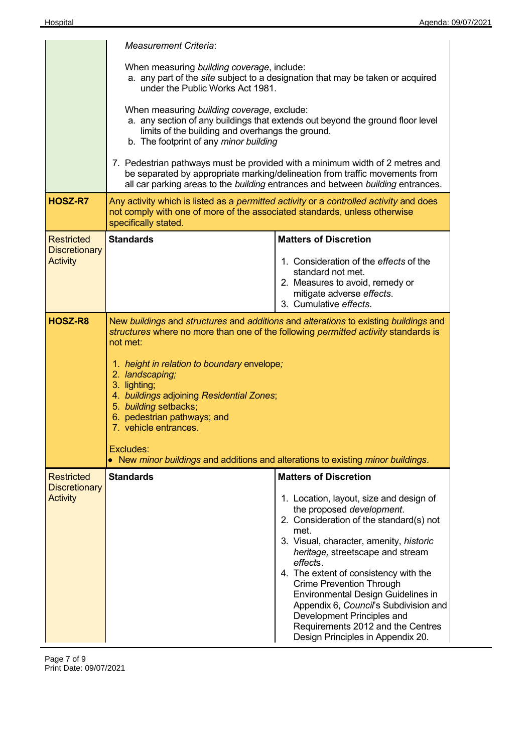| | | |
|---|---|---|
| | *Measurement Criteria*:<br><br>When measuring *building coverage*, include:<br>a. any part of the *site* subject to a designation that may be taken or acquired under the Public Works Act 1981.<br><br>When measuring *building coverage*, exclude:<br>a. any section of any buildings that extends out beyond the ground floor level limits of the building and overhangs the ground.<br>b. The footprint of any *minor building*<br><br>7. Pedestrian pathways must be provided with a minimum width of 2 metres and be separated by appropriate marking/delineation from traffic movements from all car parking areas to the *building* entrances and between *building* entrances. | |
| **HOSZ-R7** | Any activity which is listed as a *permitted activity* or a *controlled activity* and does not comply with one of more of the associated standards, unless otherwise specifically stated. | |
| Restricted Discretionary Activity | **Standards** | **Matters of Discretion**<br><br>1. Consideration of the *effects* of the standard not met.<br>2. Measures to avoid, remedy or mitigate adverse *effects*.<br>3. Cumulative *effects*. |
| **HOSZ-R8** | New *buildings* and *structures* and *additions* and *alterations* to existing *buildings* and *structures* where no more than one of the following *permitted activity* standards is not met:<br><br>1. *height in relation to boundary* envelope*;*<br>2. *landscaping;*<br>3. lighting;<br>4. *buildings* adjoining *Residential Zones*;<br>5. *building* setbacks;<br>6. pedestrian pathways; and<br>7. vehicle entrances.<br><br>Excludes:<br>• New *minor buildings* and additions and alterations to existing *minor buildings*. | |
| Restricted Discretionary Activity | **Standards** | **Matters of Discretion**<br><br>1. Location, layout, size and design of the proposed *development*.<br>2. Consideration of the standard(s) not met.<br>3. Visual, character, amenity, *historic heritage,* streetscape and stream *effect*s.<br>4. The extent of consistency with the Crime Prevention Through Environmental Design Guidelines in Appendix 6, *Council*'s Subdivision and Development Principles and Requirements 2012 and the Centres Design Principles in Appendix 20. |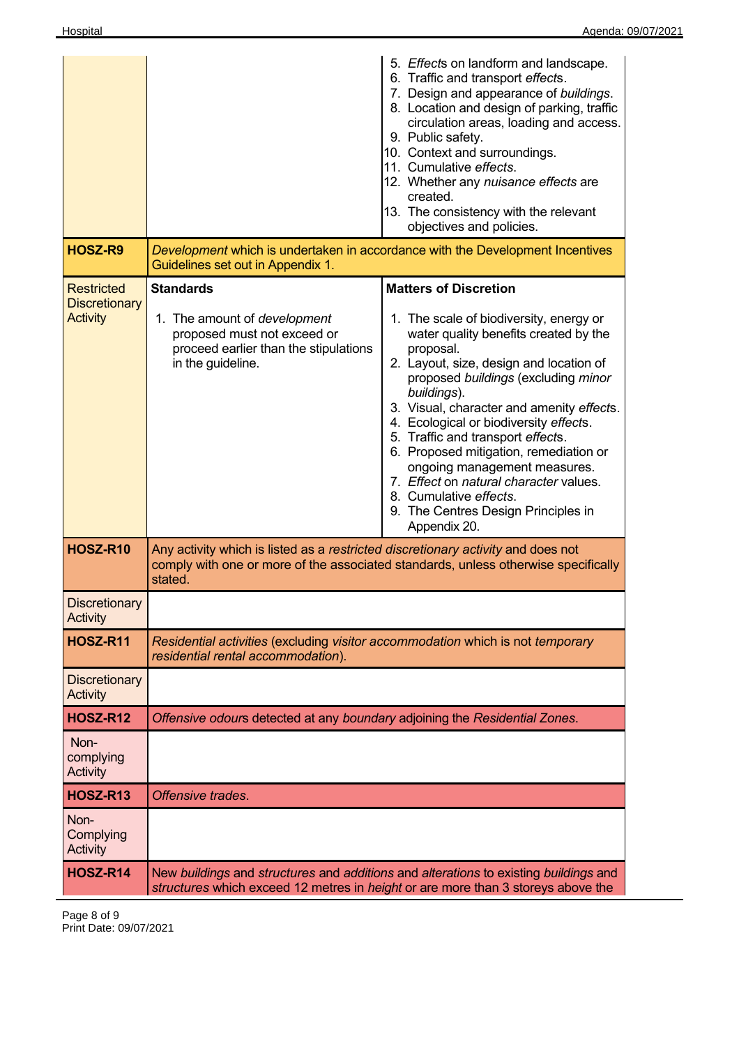| | | |
|---|---|---|
| | | 5. *Effect*s on landform and landscape.<br>6. Traffic and transport *effect*s.<br>7. Design and appearance of *buildings*.<br>8. Location and design of parking, traffic circulation areas, loading and access.<br>9. Public safety.<br>10. Context and surroundings.<br>11. Cumulative *effects*.<br>12. Whether any *nuisance effects* are created.<br>13. The consistency with the relevant objectives and policies. |
| **HOSZ-R9** | *Development* which is undertaken in accordance with the Development Incentives Guidelines set out in Appendix 1. | |
| Restricted Discretionary Activity | **Standards**<br><br>1. The amount of *development* proposed must not exceed or proceed earlier than the stipulations in the guideline. | **Matters of Discretion**<br><br>1. The scale of biodiversity, energy or water quality benefits created by the proposal.<br>2. Layout, size, design and location of proposed *buildings* (excluding *minor buildings*).<br>3. Visual, character and amenity *effect*s.<br>4. Ecological or biodiversity *effect*s.<br>5. Traffic and transport *effect*s.<br>6. Proposed mitigation, remediation or ongoing management measures.<br>7. *Effect* on *natural character* values.<br>8. Cumulative *effects*.<br>9. The Centres Design Principles in Appendix 20. |
| **HOSZ-R10** | Any activity which is listed as a *restricted discretionary activity* and does not comply with one or more of the associated standards, unless otherwise specifically stated. | |
| Discretionary Activity | | |
| **HOSZ-R11** | *Residential activities* (excluding *visitor accommodation* which is not *temporary residential rental accommodation*). | |
| Discretionary Activity | | |
| **HOSZ-R12** | *Offensive odour*s detected at any *boundary* adjoining the *Residential Zones*. | |
| Non-complying Activity | | |
| **HOSZ-R13** | *Offensive trades*. | |
| Non-Complying Activity | | |
| **HOSZ-R14** | New *buildings* and *structures* and *additions* and *alterations* to existing *buildings* and *structures* which exceed 12 metres in *height* or are more than 3 storeys above the | |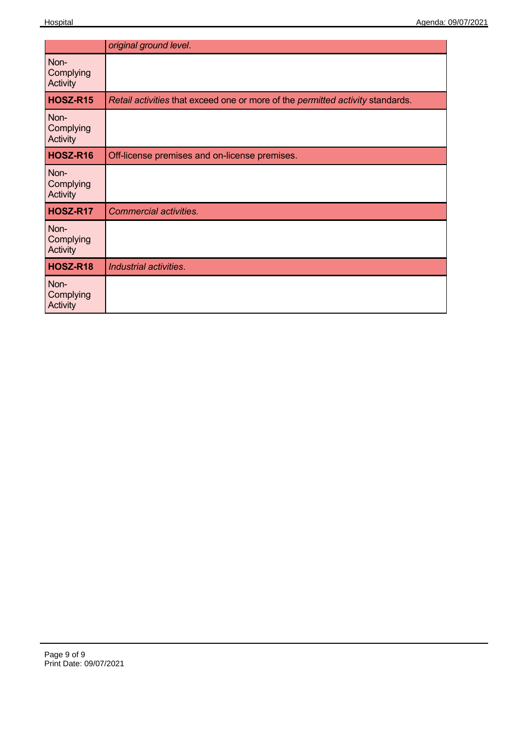| | |
|---|---|
| | *original ground level*. |
| Non-Complying Activity | |
| **HOSZ-R15** | *Retail activities* that exceed one or more of the *permitted activity* standards. |
| Non-Complying Activity | |
| **HOSZ-R16** | Off-license premises and on-license premises. |
| Non-Complying Activity | |
| **HOSZ-R17** | *Commercial activities.* |
| Non-Complying Activity | |
| **HOSZ-R18** | *Industrial activities*. |
| Non-Complying Activity | |